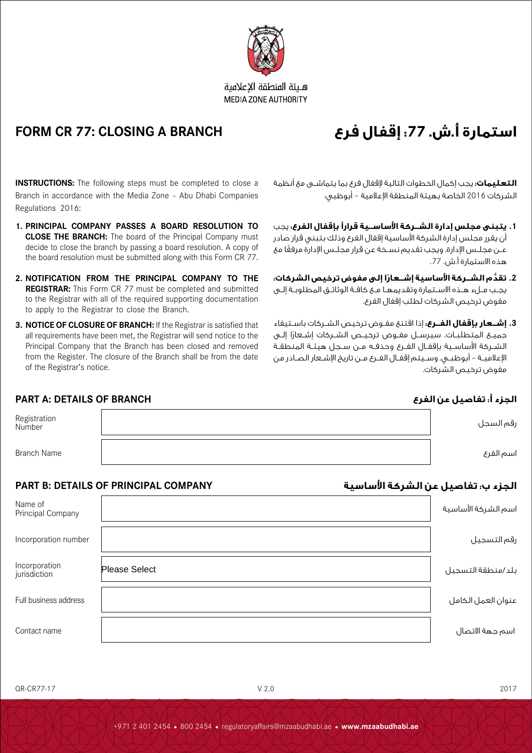هـيئة المنطقة الإعلامية
MEDIA ZONE AUTHORITY

# FORM CR 77: CLOSING A BRANCH

# استمارة أ.ش. 77: إقفال فرع

**INSTRUCTIONS:** The following steps must be completed to close a Branch in accordance with the Media Zone – Abu Dhabi Companies Regulations 2016:

1. **PRINCIPAL COMPANY PASSES A BOARD RESOLUTION TO CLOSE THE BRANCH:** The board of the Principal Company must decide to close the branch by passing a board resolution. A copy of the board resolution must be submitted along with this Form CR 77.
2. **NOTIFICATION FROM THE PRINCIPAL COMPANY TO THE REGISTRAR:** This Form CR 77 must be completed and submitted to the Registrar with all of the required supporting documentation to apply to the Registrar to close the Branch.
3. **NOTICE OF CLOSURE OF BRANCH:** If the Registrar is satisfied that all requirements have been met, the Registrar will send notice to the Principal Company that the Branch has been closed and removed from the Register. The closure of the Branch shall be from the date of the Registrar's notice.

**التعليمات:** يجب إكمال الخطوات التالية لإقفال فرع بما يتماشى مع أنظمة الشركات 2016 الخاصة بهيئة المنطقة الإعلامية – أبوظبي:

1. **يتبنى مجلس إدارة الشركة الأساسية قراراً بإقفال الفرع:** يجب أن يقرر مجلس إدارة الشركة الأساسية إقفال الفرع وذلك بتبني قرار صادر عن مجلس الإدارة. ويجب تقديم نسخة عن قرار مجلس الإدارة مرفقًا مع هذه الاستمارة أ.ش. 77.
2. **تقدُّم الشركة الأساسية إشعارًا إلى مفوض ترخيص الشركات:** يجب ملء هذه الاستمارة وتقديمها مع كافة الوثائق المطلوبة إلى مفوض ترخيص الشركات لطلب إقفال الفرع.
3. **إشعار بإقفال الفرع:** إذا اقتنع مفوض ترخيص الشركات باستيفاء جميع المتطلبات، سيرسل مفوض ترخيص الشركات إشعارًا إلى الشركة الأساسية بإقفال الفرع وحذفه من سجل هيئة المنطقة الإعلامية – أبوظبي. وسيتم إقفال الفرع من تاريخ الإشعار الصادر من مفوض ترخيص الشركات.

## PART A: DETAILS OF BRANCH — الجزء أ: تفاصيل عن الفرع

| | | |
|---|---|---|
| Registration Number | | رقم السجل |
| Branch Name | | اسم الفرع |

## PART B: DETAILS OF PRINCIPAL COMPANY — الجزء ب: تفاصيل عن الشركة الأساسية

| | | |
|---|---|---|
| Name of Principal Company | | اسم الشركة الأساسية |
| Incorporation number | | رقم التسجيل |
| Incorporation jurisdiction | Please Select | بلد/منطقة التسجيل |
| Full business address | | عنوان العمل الكامل |
| Contact name | | اسم جهة الاتصال |

QR-CR77-17 V 2.0 2017

+971 2 401 2454 • 800 2454 • regulatoryaffairs@mzaabudhabi.ae • **www.mzaabudhabi.ae**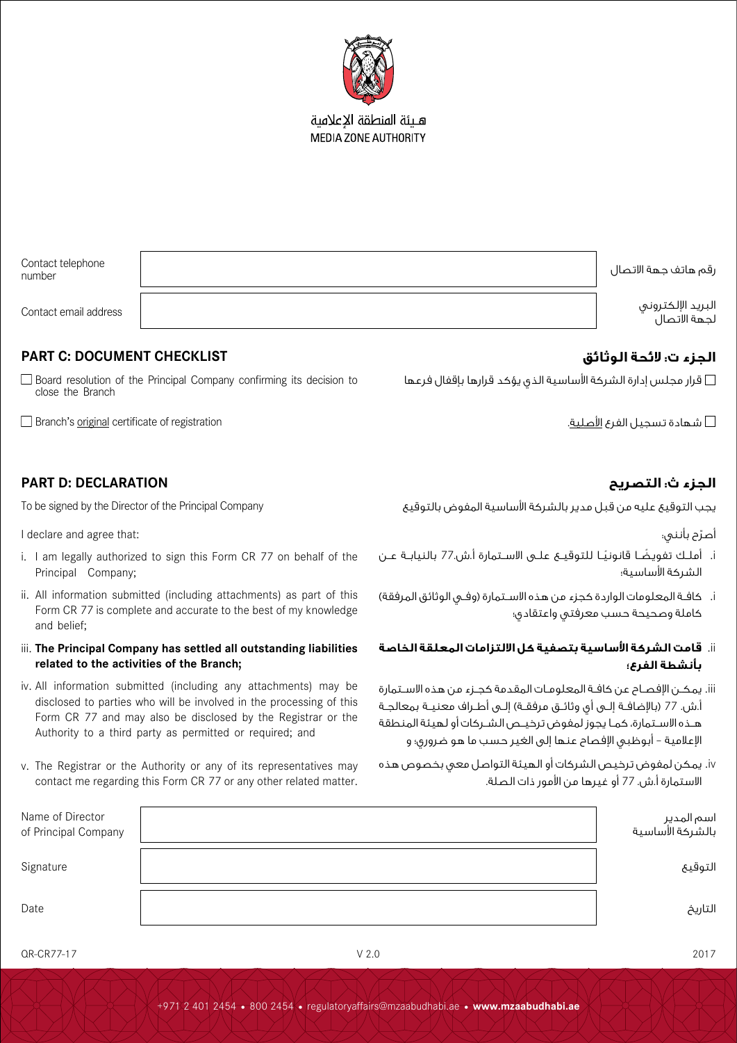هـيئة المنطقة الإعلامية
MEDIA ZONE AUTHORITY

| | | |
|---|---|---|
| Contact telephone number | | رقم هاتف جهة الاتصال |
| Contact email address | | البريد الإلكتروني لجهة الاتصال |

## PART C: DOCUMENT CHECKLIST

## الجزء ت: لائحة الوثائق

- ☐ Board resolution of the Principal Company confirming its decision to close the Branch
- ☐ Branch's original certificate of registration

- ☐ قرار مجلس إدارة الشركة الأساسية الذي يؤكد قرارها بإقفال فرعها
- ☐ شهادة تسجيل الفرع الأصلية.

## PART D: DECLARATION

To be signed by the Director of the Principal Company

I declare and agree that:

i. I am legally authorized to sign this Form CR 77 on behalf of the Principal Company;

ii. All information submitted (including attachments) as part of this Form CR 77 is complete and accurate to the best of my knowledge and belief;

iii. **The Principal Company has settled all outstanding liabilities related to the activities of the Branch;**

iv. All information submitted (including any attachments) may be disclosed to parties who will be involved in the processing of this Form CR 77 and may also be disclosed by the Registrar or the Authority to a third party as permitted or required; and

v. The Registrar or the Authority or any of its representatives may contact me regarding this Form CR 77 or any other related matter.

## الجزء ث: التصريح

يجب التوقيع عليه من قبل مدير بالشركة الأساسية المفوض بالتوقيع

أصرّح بأنني:

i. أملـك تفويضًـا قانونيًـا للتوقيـع علـى الاسـتمارة أ.ش.77 بالنيابـة عـن الشركة الأساسية؛

i. كافـة المعلومات الواردة كجزء من هذه الاسـتمارة (وفـي الوثائق المرفقة) كاملة وصحيحة حسب معرفتي واعتقادي؛

ii. **قامت الشركة الأساسية بتصفية كل الالتزامات المعلقة الخاصة بأنشطة الفرع؛**

iii. يمكـن الإفصـاح عن كافـة المعلومـات المقدمة كجـزء من هذه الاسـتمارة أ.ش. 77 (بالإضافـة إلـى أي وثائـق مرفقـة) إلـى أطـراف معنيـة بمعالجـة هـذه الاسـتمارة، كمـا يجوز لمفوض ترخيـص الشـركات أو لهيئة المنطقة الإعلامية - أبوظبي الإفصاح عنها إلى الغير حسب ما هو ضروري؛ و

iv. يمكن لمفوض ترخيص الشركات أو الهيئة التواصل معي بخصوص هذه الاستمارة أ.ش. 77 أو غيرها من الأمور ذات الصلة.

| | | |
|---|---|---|
| Name of Director of Principal Company | | اسم المدير بالشركة الأساسية |
| Signature | | التوقيع |
| Date | | التاريخ |

QR-CR77-17 V 2.0 2017

+971 2 401 2454 • 800 2454 • regulatoryaffairs@mzaabudhabi.ae • **www.mzaabudhabi.ae**